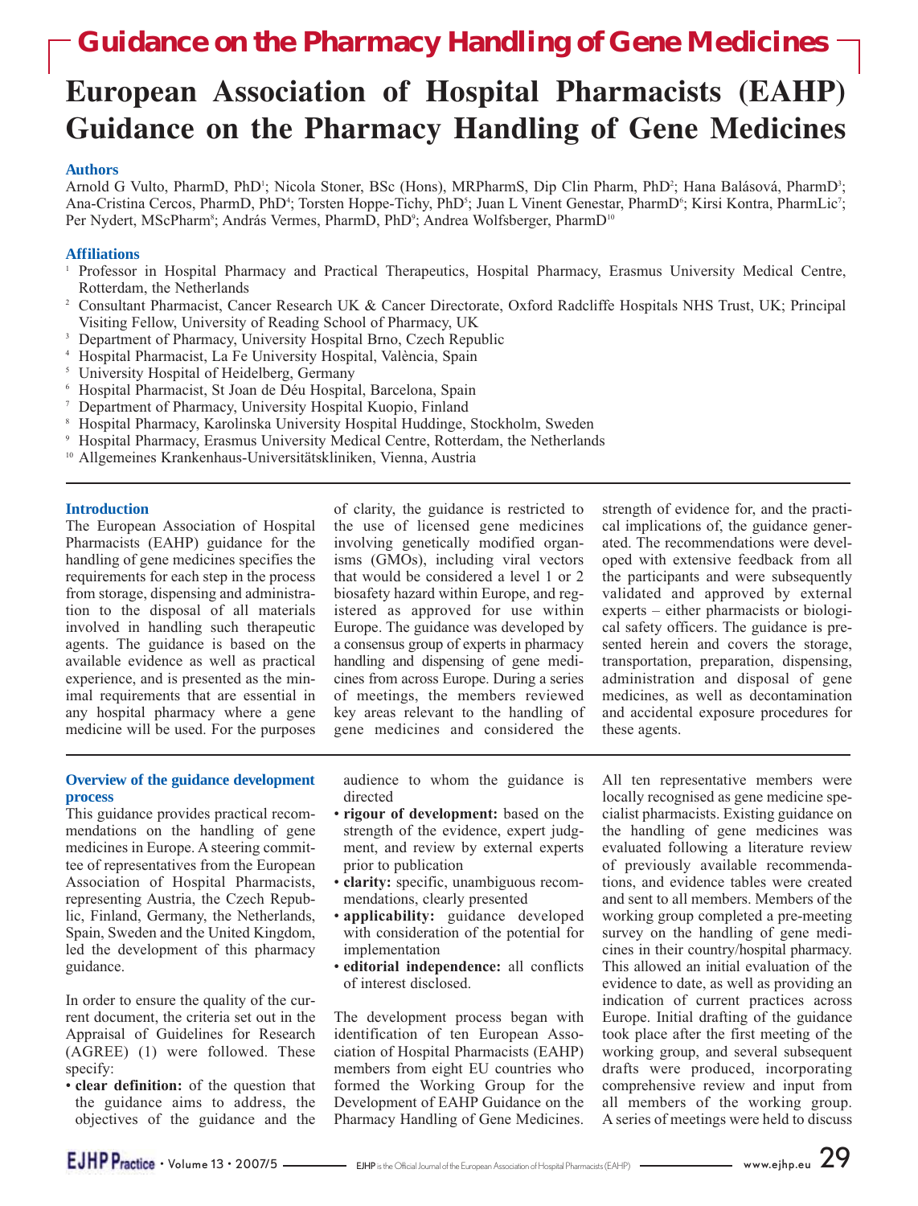# Guidance on the Pharmacy Handling of Gene Medicines

# European Association of Hospital Pharmacists (EAHP) Guidance on the Pharmacy Handling of Gene Medicines

### Authors

Arnold G Vulto, PharmD, PhD[1]; Nicola Stoner, BSc (Hons), MRPharmS, Dip Clin Pharm, PhD[2]; Hana Balásová, PharmD[3]; Ana-Cristina Cercos, PharmD, PhD[4]; Torsten Hoppe-Tichy, PhD[5]; Juan L Vinent Genestar, PharmD[6]; Kirsi Kontra, PharmLic[7]; Per Nydert, MScPharm[8]; András Vermes, PharmD, PhD[9]; Andrea Wolfsberger, PharmD[10]

### Affiliations

1. Professor in Hospital Pharmacy and Practical Therapeutics, Hospital Pharmacy, Erasmus University Medical Centre, Rotterdam, the Netherlands
2. Consultant Pharmacist, Cancer Research UK & Cancer Directorate, Oxford Radcliffe Hospitals NHS Trust, UK; Principal Visiting Fellow, University of Reading School of Pharmacy, UK
3. Department of Pharmacy, University Hospital Brno, Czech Republic
4. Hospital Pharmacist, La Fe University Hospital, València, Spain
5. University Hospital of Heidelberg, Germany
6. Hospital Pharmacist, St Joan de Déu Hospital, Barcelona, Spain
7. Department of Pharmacy, University Hospital Kuopio, Finland
8. Hospital Pharmacy, Karolinska University Hospital Huddinge, Stockholm, Sweden
9. Hospital Pharmacy, Erasmus University Medical Centre, Rotterdam, the Netherlands
10. Allgemeines Krankenhaus-Universitätskliniken, Vienna, Austria

### Introduction

The European Association of Hospital Pharmacists (EAHP) guidance for the handling of gene medicines specifies the requirements for each step in the process from storage, dispensing and administration to the disposal of all materials involved in handling such therapeutic agents. The guidance is based on the available evidence as well as practical experience, and is presented as the minimal requirements that are essential in any hospital pharmacy where a gene medicine will be used. For the purposes of clarity, the guidance is restricted to the use of licensed gene medicines involving genetically modified organisms (GMOs), including viral vectors that would be considered a level 1 or 2 biosafety hazard within Europe, and registered as approved for use within Europe. The guidance was developed by a consensus group of experts in pharmacy handling and dispensing of gene medicines from across Europe. During a series of meetings, the members reviewed key areas relevant to the handling of gene medicines and considered the strength of evidence for, and the practical implications of, the guidance generated. The recommendations were developed with extensive feedback from all the participants and were subsequently validated and approved by external experts – either pharmacists or biological safety officers. The guidance is presented herein and covers the storage, transportation, preparation, dispensing, administration and disposal of gene medicines, as well as decontamination and accidental exposure procedures for these agents.

### Overview of the guidance development process

This guidance provides practical recommendations on the handling of gene medicines in Europe. A steering committee of representatives from the European Association of Hospital Pharmacists, representing Austria, the Czech Republic, Finland, Germany, the Netherlands, Spain, Sweden and the United Kingdom, led the development of this pharmacy guidance.

In order to ensure the quality of the current document, the criteria set out in the Appraisal of Guidelines for Research (AGREE) (1) were followed. These specify:

- **clear definition:** of the question that the guidance aims to address, the objectives of the guidance and the audience to whom the guidance is directed
- **rigour of development:** based on the strength of the evidence, expert judgment, and review by external experts prior to publication
- **clarity:** specific, unambiguous recommendations, clearly presented
- **applicability:** guidance developed with consideration of the potential for implementation
- **editorial independence:** all conflicts of interest disclosed.

The development process began with identification of ten European Association of Hospital Pharmacists (EAHP) members from eight EU countries who formed the Working Group for the Development of EAHP Guidance on the Pharmacy Handling of Gene Medicines. All ten representative members were locally recognised as gene medicine specialist pharmacists. Existing guidance on the handling of gene medicines was evaluated following a literature review of previously available recommendations, and evidence tables were created and sent to all members. Members of the working group completed a pre-meeting survey on the handling of gene medicines in their country/hospital pharmacy. This allowed an initial evaluation of the evidence to date, as well as providing an indication of current practices across Europe. Initial drafting of the guidance took place after the first meeting of the working group, and several subsequent drafts were produced, incorporating comprehensive review and input from all members of the working group. A series of meetings were held to discuss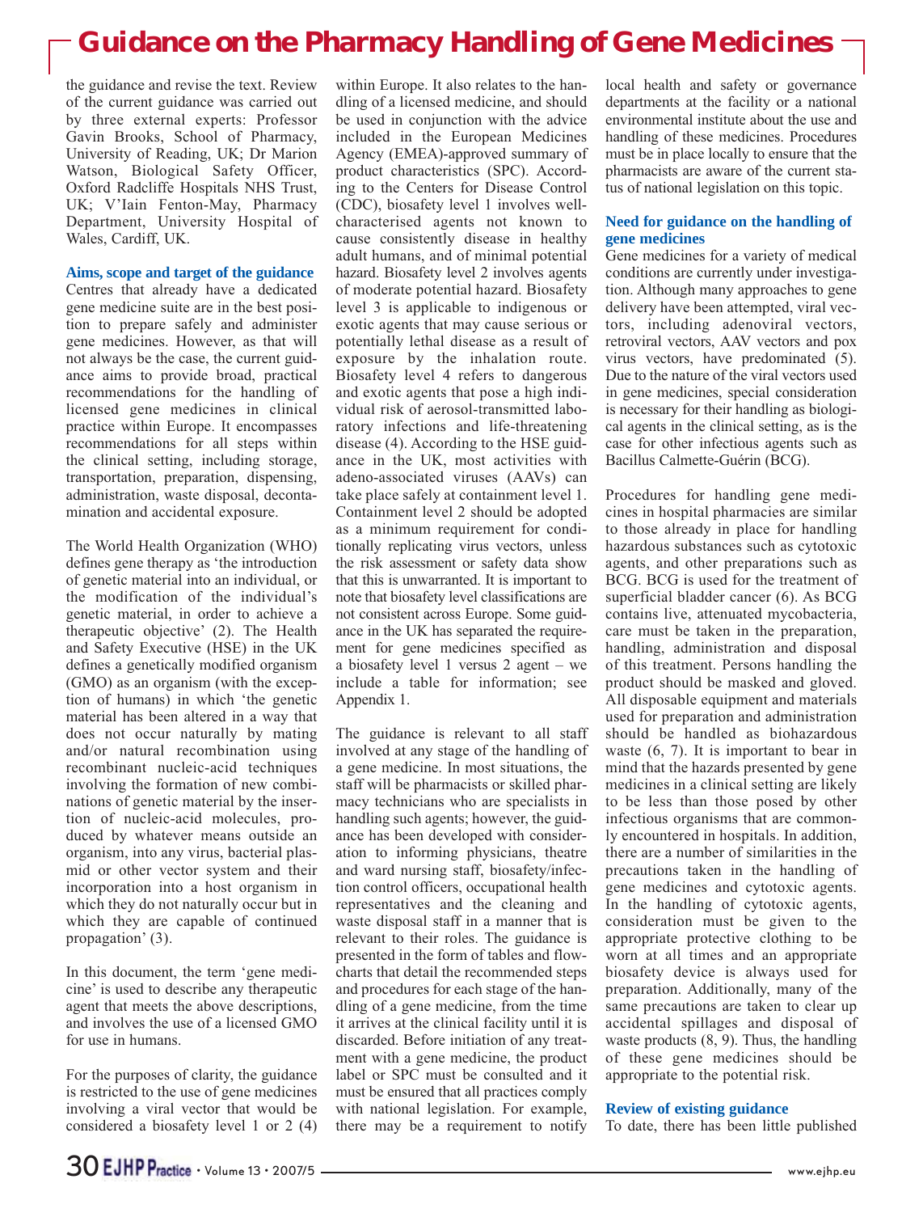the guidance and revise the text. Review of the current guidance was carried out by three external experts: Professor Gavin Brooks, School of Pharmacy, University of Reading, UK; Dr Marion Watson, Biological Safety Officer, Oxford Radcliffe Hospitals NHS Trust, UK; V'Iain Fenton-May, Pharmacy Department, University Hospital of Wales, Cardiff, UK.

### Aims, scope and target of the guidance

Centres that already have a dedicated gene medicine suite are in the best position to prepare safely and administer gene medicines. However, as that will not always be the case, the current guidance aims to provide broad, practical recommendations for the handling of licensed gene medicines in clinical practice within Europe. It encompasses recommendations for all steps within the clinical setting, including storage, transportation, preparation, dispensing, administration, waste disposal, decontamination and accidental exposure.

The World Health Organization (WHO) defines gene therapy as 'the introduction of genetic material into an individual, or the modification of the individual's genetic material, in order to achieve a therapeutic objective' (2). The Health and Safety Executive (HSE) in the UK defines a genetically modified organism (GMO) as an organism (with the exception of humans) in which 'the genetic material has been altered in a way that does not occur naturally by mating and/or natural recombination using recombinant nucleic-acid techniques involving the formation of new combinations of genetic material by the insertion of nucleic-acid molecules, produced by whatever means outside an organism, into any virus, bacterial plasmid or other vector system and their incorporation into a host organism in which they do not naturally occur but in which they are capable of continued propagation' (3).

In this document, the term 'gene medicine' is used to describe any therapeutic agent that meets the above descriptions, and involves the use of a licensed GMO for use in humans.

For the purposes of clarity, the guidance is restricted to the use of gene medicines involving a viral vector that would be considered a biosafety level 1 or 2 (4) within Europe. It also relates to the handling of a licensed medicine, and should be used in conjunction with the advice included in the European Medicines Agency (EMEA)-approved summary of product characteristics (SPC). According to the Centers for Disease Control (CDC), biosafety level 1 involves well-characterised agents not known to cause consistently disease in healthy adult humans, and of minimal potential hazard. Biosafety level 2 involves agents of moderate potential hazard. Biosafety level 3 is applicable to indigenous or exotic agents that may cause serious or potentially lethal disease as a result of exposure by the inhalation route. Biosafety level 4 refers to dangerous and exotic agents that pose a high individual risk of aerosol-transmitted laboratory infections and life-threatening disease (4). According to the HSE guidance in the UK, most activities with adeno-associated viruses (AAVs) can take place safely at containment level 1. Containment level 2 should be adopted as a minimum requirement for conditionally replicating virus vectors, unless the risk assessment or safety data show that this is unwarranted. It is important to note that biosafety level classifications are not consistent across Europe. Some guidance in the UK has separated the requirement for gene medicines specified as a biosafety level 1 versus 2 agent – we include a table for information; see Appendix 1.

The guidance is relevant to all staff involved at any stage of the handling of a gene medicine. In most situations, the staff will be pharmacists or skilled pharmacy technicians who are specialists in handling such agents; however, the guidance has been developed with consideration to informing physicians, theatre and ward nursing staff, biosafety/infection control officers, occupational health representatives and the cleaning and waste disposal staff in a manner that is relevant to their roles. The guidance is presented in the form of tables and flowcharts that detail the recommended steps and procedures for each stage of the handling of a gene medicine, from the time it arrives at the clinical facility until it is discarded. Before initiation of any treatment with a gene medicine, the product label or SPC must be consulted and it must be ensured that all practices comply with national legislation. For example, there may be a requirement to notify local health and safety or governance departments at the facility or a national environmental institute about the use and handling of these medicines. Procedures must be in place locally to ensure that the pharmacists are aware of the current status of national legislation on this topic.

### Need for guidance on the handling of gene medicines

Gene medicines for a variety of medical conditions are currently under investigation. Although many approaches to gene delivery have been attempted, viral vectors, including adenoviral vectors, retroviral vectors, AAV vectors and pox virus vectors, have predominated (5). Due to the nature of the viral vectors used in gene medicines, special consideration is necessary for their handling as biological agents in the clinical setting, as is the case for other infectious agents such as Bacillus Calmette-Guérin (BCG).

Procedures for handling gene medicines in hospital pharmacies are similar to those already in place for handling hazardous substances such as cytotoxic agents, and other preparations such as BCG. BCG is used for the treatment of superficial bladder cancer (6). As BCG contains live, attenuated mycobacteria, care must be taken in the preparation, handling, administration and disposal of this treatment. Persons handling the product should be masked and gloved. All disposable equipment and materials used for preparation and administration should be handled as biohazardous waste (6, 7). It is important to bear in mind that the hazards presented by gene medicines in a clinical setting are likely to be less than those posed by other infectious organisms that are commonly encountered in hospitals. In addition, there are a number of similarities in the precautions taken in the handling of gene medicines and cytotoxic agents. In the handling of cytotoxic agents, consideration must be given to the appropriate protective clothing to be worn at all times and an appropriate biosafety device is always used for preparation. Additionally, many of the same precautions are taken to clear up accidental spillages and disposal of waste products (8, 9). Thus, the handling of these gene medicines should be appropriate to the potential risk.

### Review of existing guidance

To date, there has been little published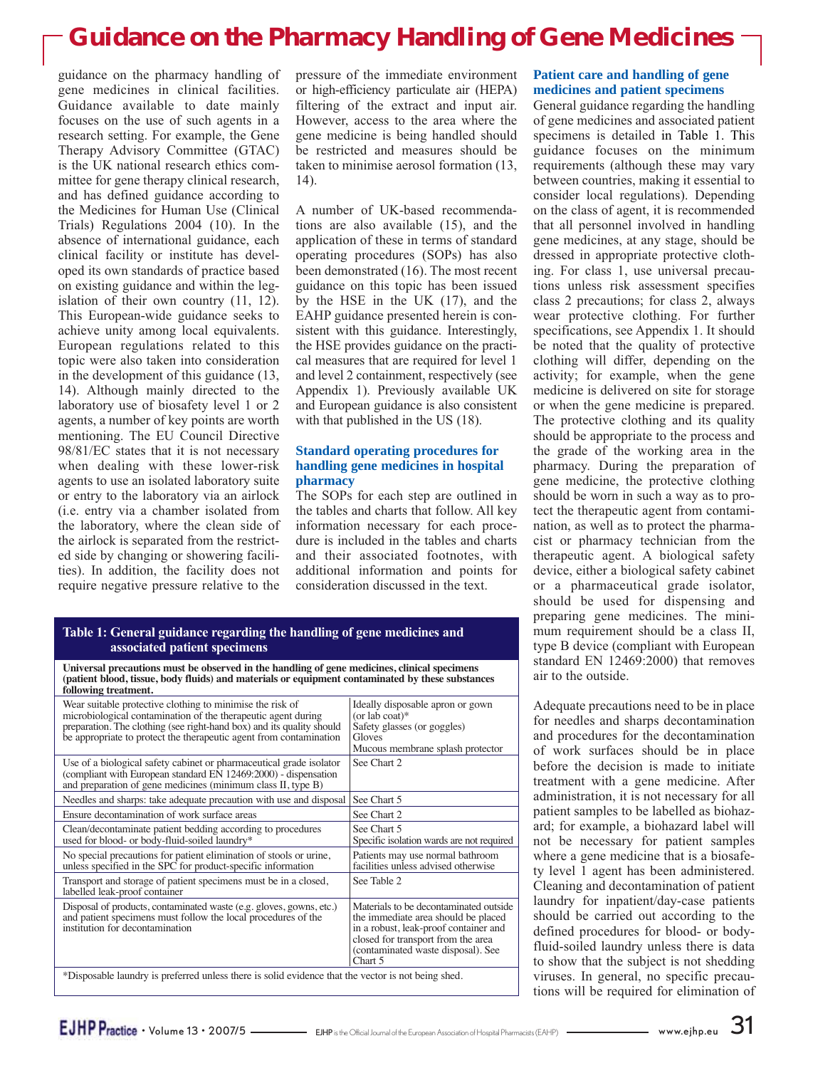guidance on the pharmacy handling of gene medicines in clinical facilities. Guidance available to date mainly focuses on the use of such agents in a research setting. For example, the Gene Therapy Advisory Committee (GTAC) is the UK national research ethics committee for gene therapy clinical research, and has defined guidance according to the Medicines for Human Use (Clinical Trials) Regulations 2004 (10). In the absence of international guidance, each clinical facility or institute has developed its own standards of practice based on existing guidance and within the legislation of their own country (11, 12). This European-wide guidance seeks to achieve unity among local equivalents. European regulations related to this topic were also taken into consideration in the development of this guidance (13, 14). Although mainly directed to the laboratory use of biosafety level 1 or 2 agents, a number of key points are worth mentioning. The EU Council Directive 98/81/EC states that it is not necessary when dealing with these lower-risk agents to use an isolated laboratory suite or entry to the laboratory via an airlock (i.e. entry via a chamber isolated from the laboratory, where the clean side of the airlock is separated from the restricted side by changing or showering facilities). In addition, the facility does not require negative pressure relative to the pressure of the immediate environment or high-efficiency particulate air (HEPA) filtering of the extract and input air. However, access to the area where the gene medicine is being handled should be restricted and measures should be taken to minimise aerosol formation (13, 14).

A number of UK-based recommendations are also available (15), and the application of these in terms of standard operating procedures (SOPs) has also been demonstrated (16). The most recent guidance on this topic has been issued by the HSE in the UK (17), and the EAHP guidance presented herein is consistent with this guidance. Interestingly, the HSE provides guidance on the practical measures that are required for level 1 and level 2 containment, respectively (see Appendix 1). Previously available UK and European guidance is also consistent with that published in the US (18).

### Standard operating procedures for handling gene medicines in hospital pharmacy

The SOPs for each step are outlined in the tables and charts that follow. All key information necessary for each procedure is included in the tables and charts and their associated footnotes, with additional information and points for consideration discussed in the text.

**Table 1: General guidance regarding the handling of gene medicines and associated patient specimens**

| **Universal precautions must be observed in the handling of gene medicines, clinical specimens (patient blood, tissue, body fluids) and materials or equipment contaminated by these substances following treatment.** | |
|---|---|
| Wear suitable protective clothing to minimise the risk of microbiological contamination of the therapeutic agent during preparation. The clothing (see right-hand box) and its quality should be appropriate to protect the therapeutic agent from contamination | Ideally disposable apron or gown (or lab coat)*<br>Safety glasses (or goggles)<br>Gloves<br>Mucous membrane splash protector |
| Use of a biological safety cabinet or pharmaceutical grade isolator (compliant with European standard EN 12469:2000) - dispensation and preparation of gene medicines (minimum class II, type B) | See Chart 2 |
| Needles and sharps: take adequate precaution with use and disposal | See Chart 5 |
| Ensure decontamination of work surface areas | See Chart 2 |
| Clean/decontaminate patient bedding according to procedures used for blood- or body-fluid-soiled laundry* | See Chart 5<br>Specific isolation wards are not required |
| No special precautions for patient elimination of stools or urine, unless specified in the SPC for product-specific information | Patients may use normal bathroom facilities unless advised otherwise |
| Transport and storage of patient specimens must be in a closed, labelled leak-proof container | See Table 2 |
| Disposal of products, contaminated waste (e.g. gloves, gowns, etc.) and patient specimens must follow the local procedures of the institution for decontamination | Materials to be decontaminated outside the immediate area should be placed in a robust, leak-proof container and closed for transport from the area (contaminated waste disposal). See Chart 5 |

*Disposable laundry is preferred unless there is solid evidence that the vector is not being shed.

### Patient care and handling of gene medicines and patient specimens

General guidance regarding the handling of gene medicines and associated patient specimens is detailed in Table 1. This guidance focuses on the minimum requirements (although these may vary between countries, making it essential to consider local regulations). Depending on the class of agent, it is recommended that all personnel involved in handling gene medicines, at any stage, should be dressed in appropriate protective clothing. For class 1, use universal precautions unless risk assessment specifies class 2 precautions; for class 2, always wear protective clothing. For further specifications, see Appendix 1. It should be noted that the quality of protective clothing will differ, depending on the activity; for example, when the gene medicine is delivered on site for storage or when the gene medicine is prepared. The protective clothing and its quality should be appropriate to the process and the grade of the working area in the pharmacy. During the preparation of gene medicine, the protective clothing should be worn in such a way as to protect the therapeutic agent from contamination, as well as to protect the pharmacist or pharmacy technician from the therapeutic agent. A biological safety device, either a biological safety cabinet or a pharmaceutical grade isolator, should be used for dispensing and preparing gene medicines. The minimum requirement should be a class II, type B device (compliant with European standard EN 12469:2000) that removes air to the outside.

Adequate precautions need to be in place for needles and sharps decontamination and procedures for the decontamination of work surfaces should be in place before the decision is made to initiate treatment with a gene medicine. After administration, it is not necessary for all patient samples to be labelled as biohazard; for example, a biohazard label will not be necessary for patient samples where a gene medicine that is a biosafety level 1 agent has been administered. Cleaning and decontamination of patient laundry for inpatient/day-case patients should be carried out according to the defined procedures for blood- or body-fluid-soiled laundry unless there is data to show that the subject is not shedding viruses. In general, no specific precautions will be required for elimination of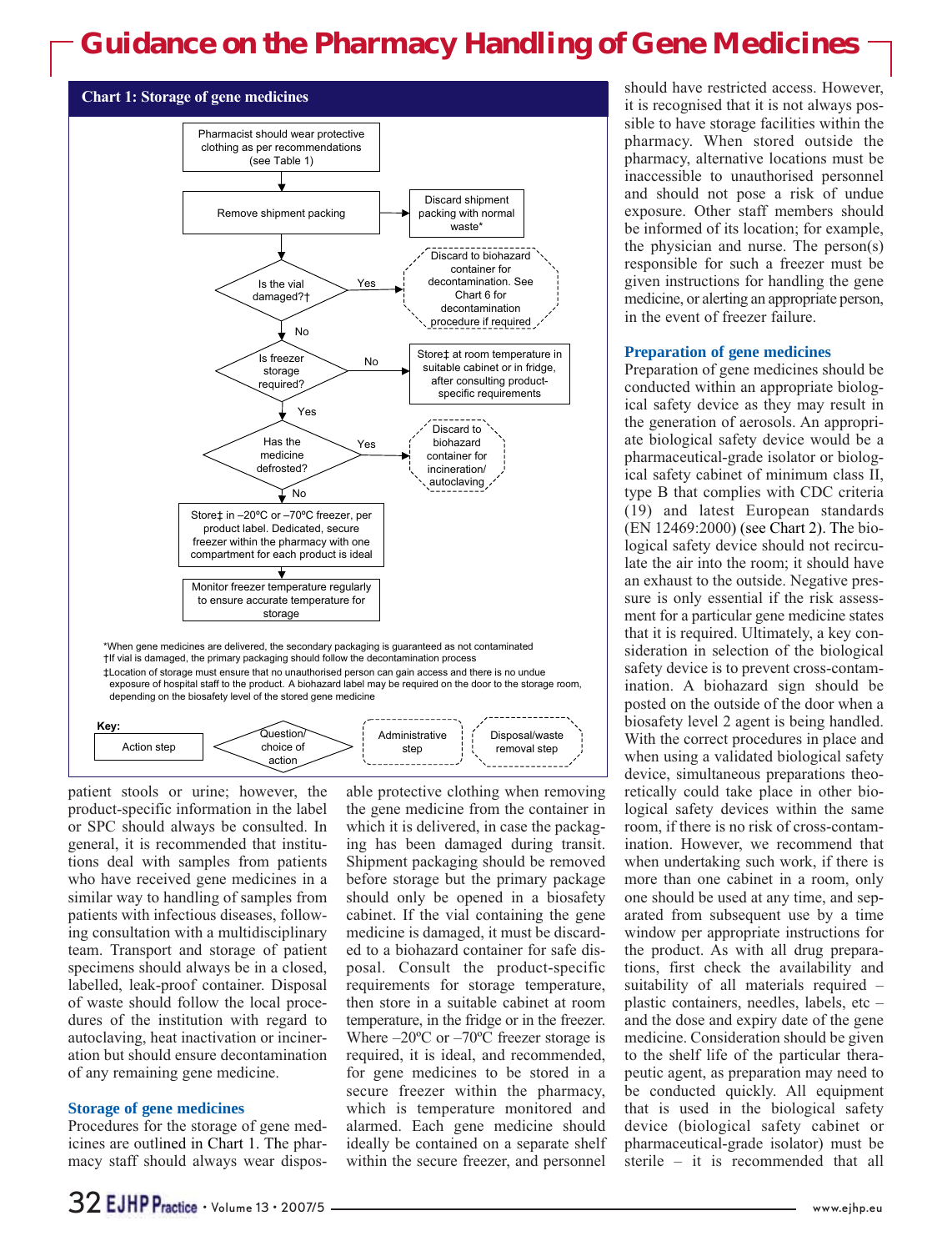## Chart 1: Storage of gene medicines

- Pharmacist should wear protective clothing as per recommendations (see Table 1)
- Remove shipment packing → Discard shipment packing with normal waste*
- Is the vial damaged?† — Yes → Discard to biohazard container for decontamination. See Chart 6 for decontamination procedure if required
- No → Is freezer storage required? — No → Store‡ at room temperature in suitable cabinet or in fridge, after consulting product-specific requirements
- Yes → Has the medicine defrosted? — Yes → Discard to biohazard container for incineration/autoclaving
- No → Store‡ in –20ºC or –70ºC freezer, per product label. Dedicated, secure freezer within the pharmacy with one compartment for each product is ideal
- Monitor freezer temperature regularly to ensure accurate temperature for storage

*When gene medicines are delivered, the secondary packaging is guaranteed as not contaminated
†If vial is damaged, the primary packaging should follow the decontamination process
‡Location of storage must ensure that no unauthorised person can gain access and there is no undue exposure of hospital staff to the product. A biohazard label may be required on the door to the storage room, depending on the biosafety level of the stored gene medicine

Key: Action step; Question/choice of action; Administrative step; Disposal/waste removal step

patient stools or urine; however, the product-specific information in the label or SPC should always be consulted. In general, it is recommended that institutions deal with samples from patients who have received gene medicines in a similar way to handling of samples from patients with infectious diseases, following consultation with a multidisciplinary team. Transport and storage of patient specimens should always be in a closed, labelled, leak-proof container. Disposal of waste should follow the local procedures of the institution with regard to autoclaving, heat inactivation or incineration but should ensure decontamination of any remaining gene medicine.

### Storage of gene medicines

Procedures for the storage of gene medicines are outlined in Chart 1. The pharmacy staff should always wear disposable protective clothing when removing the gene medicine from the container in which it is delivered, in case the packaging has been damaged during transit. Shipment packaging should be removed before storage but the primary package should only be opened in a biosafety cabinet. If the vial containing the gene medicine is damaged, it must be discarded to a biohazard container for safe disposal. Consult the product-specific requirements for storage temperature, then store in a suitable cabinet at room temperature, in the fridge or in the freezer. Where –20ºC or –70ºC freezer storage is required, it is ideal, and recommended, for gene medicines to be stored in a secure freezer within the pharmacy, which is temperature monitored and alarmed. Each gene medicine should ideally be contained on a separate shelf within the secure freezer, and personnel should have restricted access. However, it is recognised that it is not always possible to have storage facilities within the pharmacy. When stored outside the pharmacy, alternative locations must be inaccessible to unauthorised personnel and should not pose a risk of undue exposure. Other staff members should be informed of its location; for example, the physician and nurse. The person(s) responsible for such a freezer must be given instructions for handling the gene medicine, or alerting an appropriate person, in the event of freezer failure.

### Preparation of gene medicines

Preparation of gene medicines should be conducted within an appropriate biological safety device as they may result in the generation of aerosols. An appropriate biological safety device would be a pharmaceutical-grade isolator or biological safety cabinet of minimum class II, type B that complies with CDC criteria (19) and latest European standards (EN 12469:2000) (see Chart 2). The biological safety device should not recirculate the air into the room; it should have an exhaust to the outside. Negative pressure is only essential if the risk assessment for a particular gene medicine states that it is required. Ultimately, a key consideration in selection of the biological safety device is to prevent cross-contamination. A biohazard sign should be posted on the outside of the door when a biosafety level 2 agent is being handled. With the correct procedures in place and when using a validated biological safety device, simultaneous preparations theoretically could take place in other biological safety devices within the same room, if there is no risk of cross-contamination. However, we recommend that when undertaking such work, if there is more than one cabinet in a room, only one should be used at any time, and separated from subsequent use by a time window per appropriate instructions for the product. As with all drug preparations, first check the availability and suitability of all materials required – plastic containers, needles, labels, etc – and the dose and expiry date of the gene medicine. Consideration should be given to the shelf life of the particular therapeutic agent, as preparation may need to be conducted quickly. All equipment that is used in the biological safety device (biological safety cabinet or pharmaceutical-grade isolator) must be sterile – it is recommended that all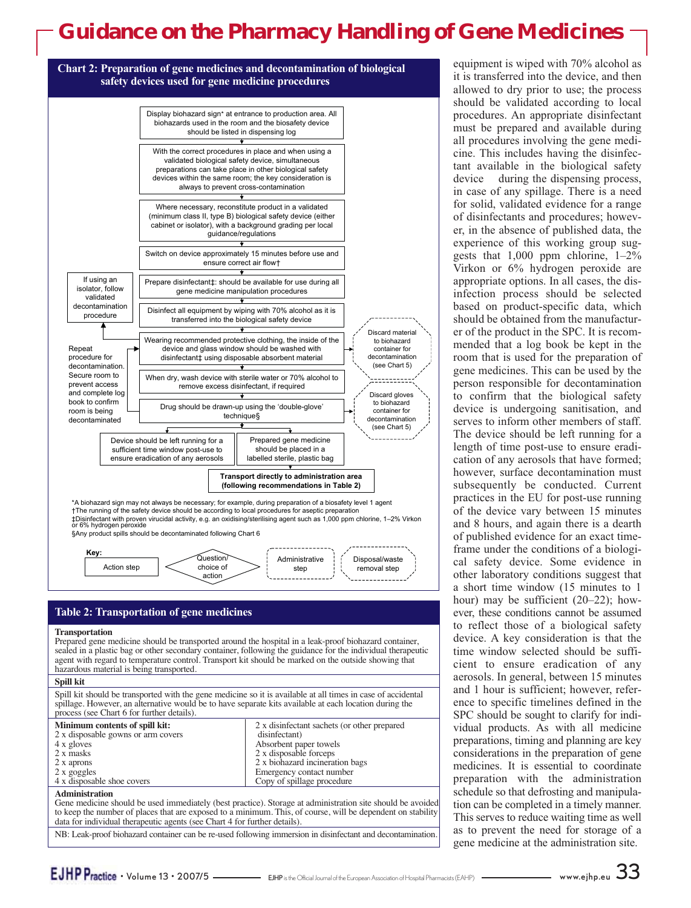## Chart 2: Preparation of gene medicines and decontamination of biological safety devices used for gene medicine procedures

Display biohazard sign* at entrance to production area. All biohazards used in the room and the biosafety device should be listed in dispensing log

With the correct procedures in place and when using a validated biological safety device, simultaneous preparations can take place in other biological safety devices within the same room; the key consideration is always to prevent cross-contamination

Where necessary, reconstitute product in a validated (minimum class II, type B) biological safety device (either cabinet or isolator), with a background grading per local guidance/regulations

Switch on device approximately 15 minutes before use and ensure correct air flow†

Prepare disinfectant‡: should be available for use during all gene medicine manipulation procedures

Disinfect all equipment by wiping with 70% alcohol as it is transferred into the biological safety device

Wearing recommended protective clothing, the inside of the device and glass window should be washed with disinfectant‡ using disposable absorbent material → Discard material to biohazard container for decontamination (see Chart 5)

If using an isolator, follow validated decontamination procedure

When dry, wash device with sterile water or 70% alcohol to remove excess disinfectant, if required

Drug should be drawn-up using the 'double-glove' technique§ → Discard gloves to biohazard container for decontamination (see Chart 5)

Repeat procedure for decontamination. Secure room to prevent access and complete log book to confirm room is being decontaminated

Device should be left running for a sufficient time window post-use to ensure eradication of any aerosols

Prepared gene medicine should be placed in a labelled sterile, plastic bag

**Transport directly to administration area (following recommendations in Table 2)**

*A biohazard sign may not always be necessary; for example, during preparation of a biosafety level 1 agent
†The running of the safety device should be according to local procedures for aseptic preparation
‡Disinfectant with proven virucidal activity, e.g. an oxidising/sterilising agent such as 1,000 ppm chlorine, 1–2% Virkon or 6% hydrogen peroxide
§Any product spills should be decontaminated following Chart 6

**Key:** Action step; Question/choice of action; Administrative step; Disposal/waste removal step

## Table 2: Transportation of gene medicines

**Transportation**
Prepared gene medicine should be transported around the hospital in a leak-proof biohazard container, sealed in a plastic bag or other secondary container, following the guidance for the individual therapeutic agent with regard to temperature control. Transport kit should be marked on the outside showing that hazardous material is being transported.

**Spill kit**
Spill kit should be transported with the gene medicine so it is available at all times in case of accidental spillage. However, an alternative would be to have separate kits available at each location during the process (see Chart 6 for further details).

| Minimum contents of spill kit: | |
|---|---|
| 2 x disposable gowns or arm covers | 2 x disinfectant sachets (or other prepared disinfectant) |
| 4 x gloves | Absorbent paper towels |
| 2 x masks | 2 x disposable forceps |
| 2 x aprons | 2 x biohazard incineration bags |
| 2 x goggles | Emergency contact number |
| 4 x disposable shoe covers | Copy of spillage procedure |

**Administration**
Gene medicine should be used immediately (best practice). Storage at administration site should be avoided to keep the number of places that are exposed to a minimum. This, of course, will be dependent on stability data for individual therapeutic agents (see Chart 4 for further details).

NB: Leak-proof biohazard container can be re-used following immersion in disinfectant and decontamination.

equipment is wiped with 70% alcohol as it is transferred into the device, and then allowed to dry prior to use; the process should be validated according to local procedures. An appropriate disinfectant must be prepared and available during all procedures involving the gene medicine. This includes having the disinfectant available in the biological safety device during the dispensing process, in case of any spillage. There is a need for solid, validated evidence for a range of disinfectants and procedures; however, in the absence of published data, the experience of this working group suggests that 1,000 ppm chlorine, 1–2% Virkon or 6% hydrogen peroxide are appropriate options. In all cases, the disinfection process should be selected based on product-specific data, which should be obtained from the manufacturer of the product in the SPC. It is recommended that a log book be kept in the room that is used for the preparation of gene medicines. This can be used by the person responsible for decontamination to confirm that the biological safety device is undergoing sanitisation, and serves to inform other members of staff. The device should be left running for a length of time post-use to ensure eradication of any aerosols that have formed; however, surface decontamination must subsequently be conducted. Current practices in the EU for post-use running of the device vary between 15 minutes and 8 hours, and again there is a dearth of published evidence for an exact timeframe under the conditions of a biological safety device. Some evidence in other laboratory conditions suggest that a short time window (15 minutes to 1 hour) may be sufficient (20–22); however, these conditions cannot be assumed to reflect those of a biological safety device. A key consideration is that the time window selected should be sufficient to ensure eradication of any aerosols. In general, between 15 minutes and 1 hour is sufficient; however, reference to specific timelines defined in the SPC should be sought to clarify for individual products. As with all medicine preparations, timing and planning are key considerations in the preparation of gene medicines. It is essential to coordinate preparation with the administration schedule so that defrosting and manipulation can be completed in a timely manner. This serves to reduce waiting time as well as to prevent the need for storage of a gene medicine at the administration site.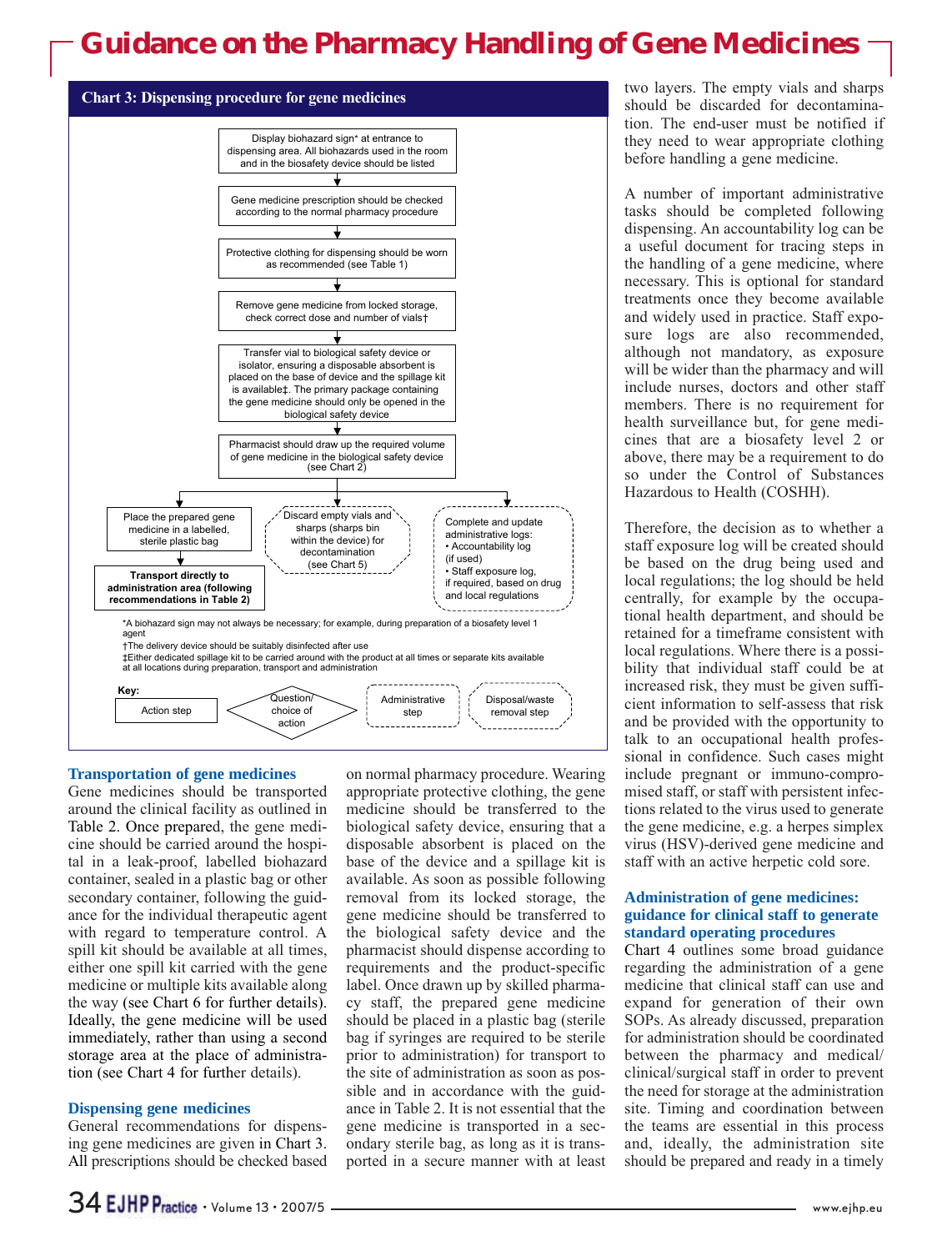# Guidance on the Pharmacy Handling of Gene Medicines

**Chart 3: Dispensing procedure for gene medicines**

Display biohazard sign* at entrance to dispensing area. All biohazards used in the room and in the biosafety device should be listed

↓

Gene medicine prescription should be checked according to the normal pharmacy procedure

↓

Protective clothing for dispensing should be worn as recommended (see Table 1)

↓

Remove gene medicine from locked storage, check correct dose and number of vials†

↓

Transfer vial to biological safety device or isolator, ensuring a disposable absorbent is placed on the base of device and the spillage kit is available‡. The primary package containing the gene medicine should only be opened in the biological safety device

↓

Pharmacist should draw up the required volume of gene medicine in the biological safety device (see Chart 2)

↓

- Place the prepared gene medicine in a labelled, sterile plastic bag → **Transport directly to administration area (following recommendations in Table 2)**
- Discard empty vials and sharps (sharps bin within the device) for decontamination (see Chart 5)
- Complete and update administrative logs:
  - Accountability log (if used)
  - Staff exposure log, if required, based on drug and local regulations

*A biohazard sign may not always be necessary; for example, during preparation of a biosafety level 1 agent

†The delivery device should be suitably disinfected after use

‡Either dedicated spillage kit to be carried around with the product at all times or separate kits available at all locations during preparation, transport and administration

Key: Action step; Question/choice of action; Administrative step; Disposal/waste removal step

## Transportation of gene medicines

Gene medicines should be transported around the clinical facility as outlined in Table 2. Once prepared, the gene medicine should be carried around the hospital in a leak-proof, labelled biohazard container, sealed in a plastic bag or other secondary container, following the guidance for the individual therapeutic agent with regard to temperature control. A spill kit should be available at all times, either one spill kit carried with the gene medicine or multiple kits available along the way (see Chart 6 for further details). Ideally, the gene medicine will be used immediately, rather than using a second storage area at the place of administration (see Chart 4 for further details).

## Dispensing gene medicines

General recommendations for dispensing gene medicines are given in Chart 3. All prescriptions should be checked based on normal pharmacy procedure. Wearing appropriate protective clothing, the gene medicine should be transferred to the biological safety device, ensuring that a disposable absorbent is placed on the base of the device and a spillage kit is available. As soon as possible following removal from its locked storage, the gene medicine should be transferred to the biological safety device and the pharmacist should dispense according to requirements and the product-specific label. Once drawn up by skilled pharmacy staff, the prepared gene medicine should be placed in a plastic bag (sterile bag if syringes are required to be sterile prior to administration) for transport to the site of administration as soon as possible and in accordance with the guidance in Table 2. It is not essential that the gene medicine is transported in a secondary sterile bag, as long as it is transported in a secure manner with at least two layers. The empty vials and sharps should be discarded for decontamination. The end-user must be notified if they need to wear appropriate clothing before handling a gene medicine.

A number of important administrative tasks should be completed following dispensing. An accountability log can be a useful document for tracing steps in the handling of a gene medicine, where necessary. This is optional for standard treatments once they become available and widely used in practice. Staff exposure logs are also recommended, although not mandatory, as exposure will be wider than the pharmacy and will include nurses, doctors and other staff members. There is no requirement for health surveillance but, for gene medicines that are a biosafety level 2 or above, there may be a requirement to do so under the Control of Substances Hazardous to Health (COSHH).

Therefore, the decision as to whether a staff exposure log will be created should be based on the drug being used and local regulations; the log should be held centrally, for example by the occupational health department, and should be retained for a timeframe consistent with local regulations. Where there is a possibility that individual staff could be at increased risk, they must be given sufficient information to self-assess that risk and be provided with the opportunity to talk to an occupational health professional in confidence. Such cases might include pregnant or immuno-compromised staff, or staff with persistent infections related to the virus used to generate the gene medicine, e.g. a herpes simplex virus (HSV)-derived gene medicine and staff with an active herpetic cold sore.

## Administration of gene medicines: guidance for clinical staff to generate standard operating procedures

Chart 4 outlines some broad guidance regarding the administration of a gene medicine that clinical staff can use and expand for generation of their own SOPs. As already discussed, preparation for administration should be coordinated between the pharmacy and medical/clinical/surgical staff in order to prevent the need for storage at the administration site. Timing and coordination between the teams are essential in this process and, ideally, the administration site should be prepared and ready in a timely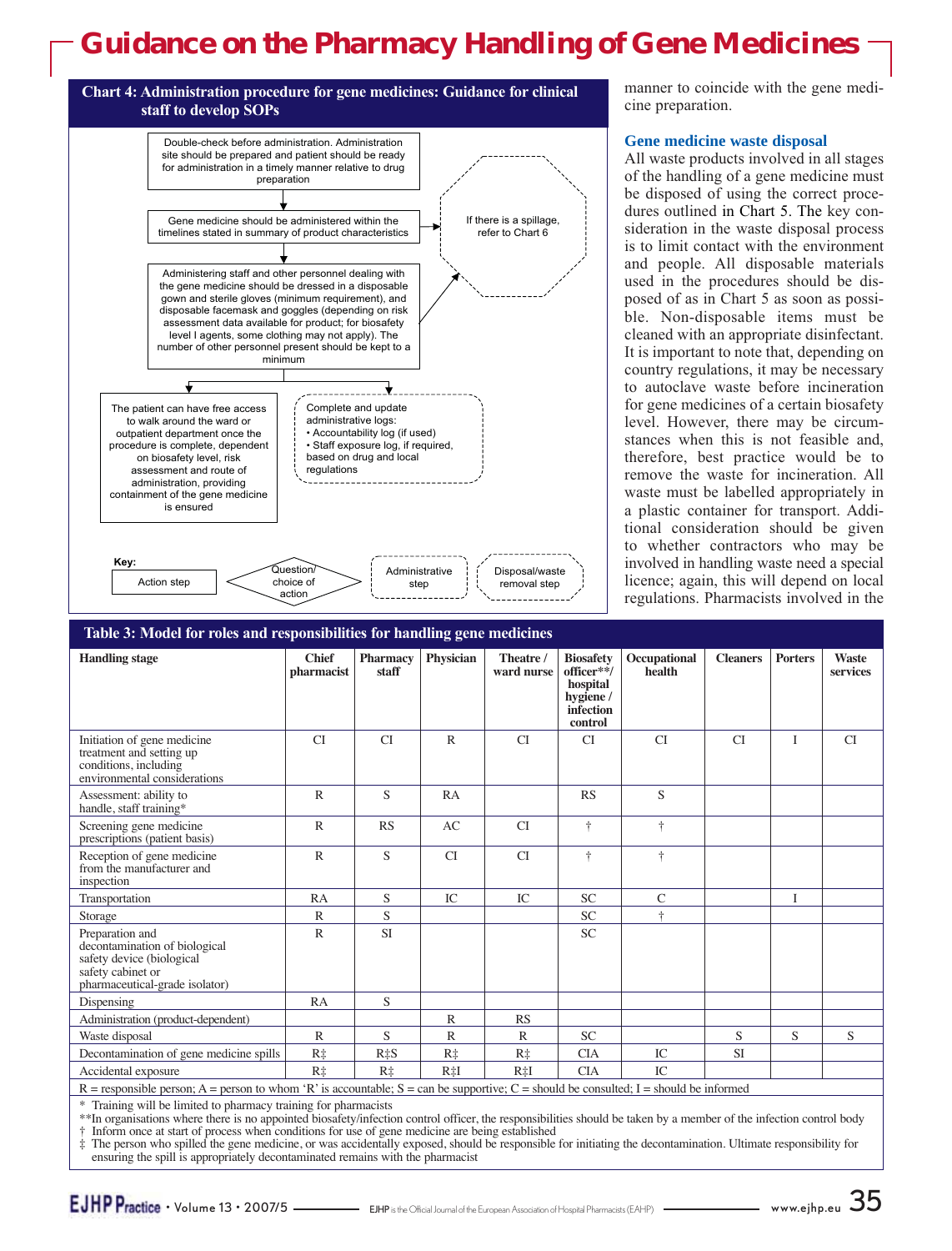**Chart 4: Administration procedure for gene medicines: Guidance for clinical staff to develop SOPs**

Double-check before administration. Administration site should be prepared and patient should be ready for administration in a timely manner relative to drug preparation

Gene medicine should be administered within the timelines stated in summary of product characteristics

If there is a spillage, refer to Chart 6

Administering staff and other personnel dealing with the gene medicine should be dressed in a disposable gown and sterile gloves (minimum requirement), and disposable facemask and goggles (depending on risk assessment data available for product; for biosafety level I agents, some clothing may not apply). The number of other personnel present should be kept to a minimum

The patient can have free access to walk around the ward or outpatient department once the procedure is complete, dependent on biosafety level, risk assessment and route of administration, providing containment of the gene medicine is ensured

Complete and update administrative logs:
- Accountability log (if used)
- Staff exposure log, if required, based on drug and local regulations

Key: Action step; Question/choice of action; Administrative step; Disposal/waste removal step

manner to coincide with the gene medicine preparation.

## Gene medicine waste disposal

All waste products involved in all stages of the handling of a gene medicine must be disposed of using the correct procedures outlined in Chart 5. The key consideration in the waste disposal process is to limit contact with the environment and people. All disposable materials used in the procedures should be disposed of as in Chart 5 as soon as possible. Non-disposable items must be cleaned with an appropriate disinfectant. It is important to note that, depending on country regulations, it may be necessary to autoclave waste before incineration for gene medicines of a certain biosafety level. However, there may be circumstances when this is not feasible and, therefore, best practice would be to remove the waste for incineration. All waste must be labelled appropriately in a plastic container for transport. Additional consideration should be given to whether contractors who may be involved in handling waste need a special licence; again, this will depend on local regulations. Pharmacists involved in the

**Table 3: Model for roles and responsibilities for handling gene medicines**

| Handling stage | Chief pharmacist | Pharmacy staff | Physician | Theatre / ward nurse | Biosafety officer**/ hospital hygiene / infection control | Occupational health | Cleaners | Porters | Waste services |
|---|---|---|---|---|---|---|---|---|---|
| Initiation of gene medicine treatment and setting up conditions, including environmental considerations | CI | CI | R | CI | CI | CI | CI | I | CI |
| Assessment: ability to handle, staff training* | R | S | RA | | RS | S | | | |
| Screening gene medicine prescriptions (patient basis) | R | RS | AC | CI | † | † | | | |
| Reception of gene medicine from the manufacturer and inspection | R | S | CI | CI | † | † | | | |
| Transportation | RA | S | IC | IC | SC | C | | I | |
| Storage | R | S | | | SC | † | | | |
| Preparation and decontamination of biological safety device (biological safety cabinet or pharmaceutical-grade isolator) | R | SI | | | SC | | | | |
| Dispensing | RA | S | | | | | | | |
| Administration (product-dependent) | | | R | RS | | | | | |
| Waste disposal | R | S | R | R | SC | | S | S | S |
| Decontamination of gene medicine spills | R‡ | R‡S | R‡ | R‡ | CIA | IC | SI | | |
| Accidental exposure | R‡ | R‡ | R‡I | R‡I | CIA | IC | | | |

R = responsible person; A = person to whom 'R' is accountable; S = can be supportive; C = should be consulted; I = should be informed

\* Training will be limited to pharmacy training for pharmacists
\*\*In organisations where there is no appointed biosafety/infection control officer, the responsibilities should be taken by a member of the infection control body
† Inform once at start of process when conditions for use of gene medicine are being established
‡ The person who spilled the gene medicine, or was accidentally exposed, should be responsible for initiating the decontamination. Ultimate responsibility for ensuring the spill is appropriately decontaminated remains with the pharmacist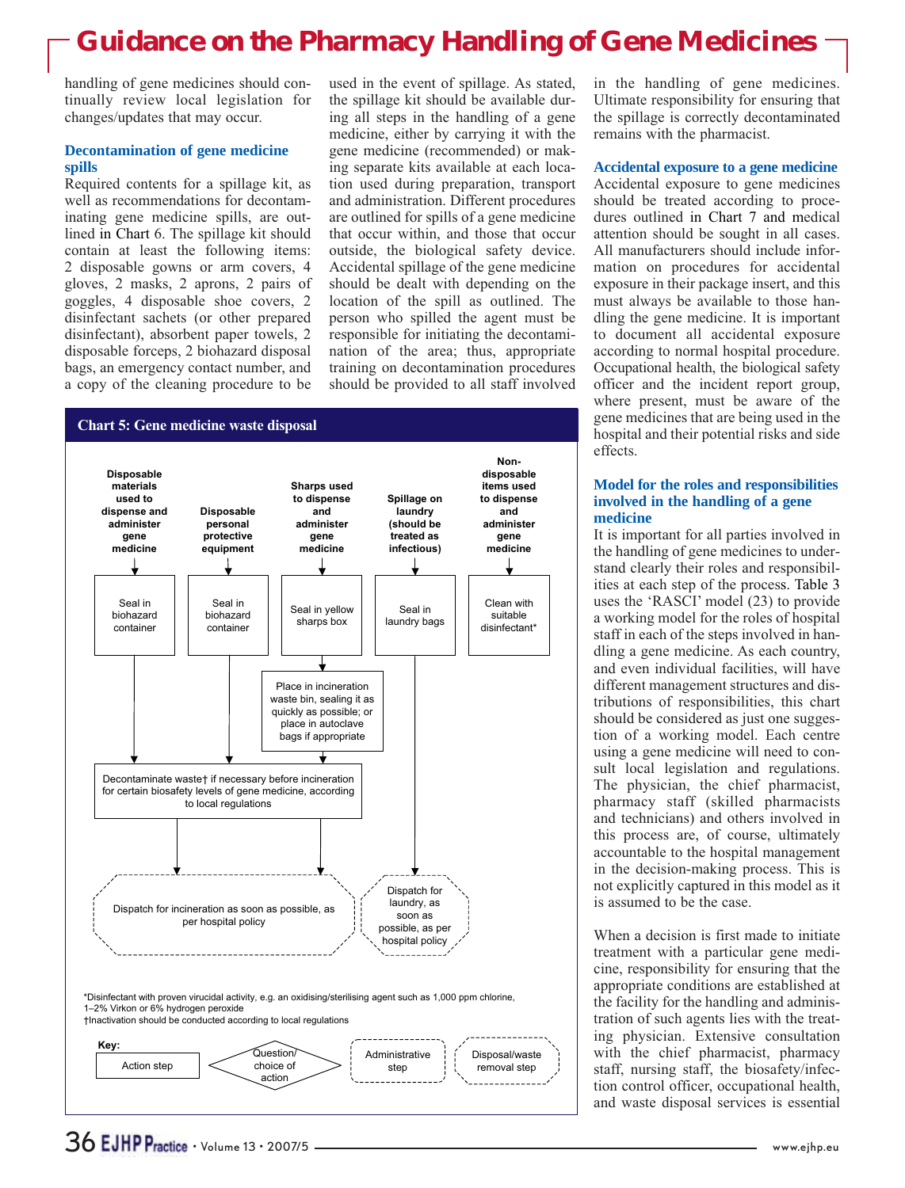handling of gene medicines should continually review local legislation for changes/updates that may occur.

### Decontamination of gene medicine spills

Required contents for a spillage kit, as well as recommendations for decontaminating gene medicine spills, are outlined in Chart 6. The spillage kit should contain at least the following items: 2 disposable gowns or arm covers, 4 gloves, 2 masks, 2 aprons, 2 pairs of goggles, 4 disposable shoe covers, 2 disinfectant sachets (or other prepared disinfectant), absorbent paper towels, 2 disposable forceps, 2 biohazard disposal bags, an emergency contact number, and a copy of the cleaning procedure to be used in the event of spillage. As stated, the spillage kit should be available during all steps in the handling of a gene medicine, either by carrying it with the gene medicine (recommended) or making separate kits available at each location used during preparation, transport and administration. Different procedures are outlined for spills of a gene medicine that occur within, and those that occur outside, the biological safety device. Accidental spillage of the gene medicine should be dealt with depending on the location of the spill as outlined. The person who spilled the agent must be responsible for initiating the decontamination of the area; thus, appropriate training on decontamination procedures should be provided to all staff involved in the handling of gene medicines. Ultimate responsibility for ensuring that the spillage is correctly decontaminated remains with the pharmacist.

**Chart 5: Gene medicine waste disposal**

- **Disposable materials used to dispense and administer gene medicine** → Seal in biohazard container → Decontaminate waste† if necessary before incineration for certain biosafety levels of gene medicine, according to local regulations → Dispatch for incineration as soon as possible, as per hospital policy
- **Disposable personal protective equipment** → Seal in biohazard container → Decontaminate waste† if necessary before incineration for certain biosafety levels of gene medicine, according to local regulations → Dispatch for incineration as soon as possible, as per hospital policy
- **Sharps used to dispense and administer gene medicine** → Seal in yellow sharps box → Place in incineration waste bin, sealing it as quickly as possible; or place in autoclave bags if appropriate → Decontaminate waste† if necessary before incineration for certain biosafety levels of gene medicine, according to local regulations → Dispatch for incineration as soon as possible, as per hospital policy
- **Spillage on laundry (should be treated as infectious)** → Seal in laundry bags → Dispatch for laundry, as soon as possible, as per hospital policy
- **Non-disposable items used to dispense and administer gene medicine** → Clean with suitable disinfectant*

*Disinfectant with proven virucidal activity, e.g. an oxidising/sterilising agent such as 1,000 ppm chlorine, 1–2% Virkon or 6% hydrogen peroxide
†Inactivation should be conducted according to local regulations

Key: Action step; Question/choice of action; Administrative step; Disposal/waste removal step

### Accidental exposure to a gene medicine

Accidental exposure to gene medicines should be treated according to procedures outlined in Chart 7 and medical attention should be sought in all cases. All manufacturers should include information on procedures for accidental exposure in their package insert, and this must always be available to those handling the gene medicine. It is important to document all accidental exposure according to normal hospital procedure. Occupational health, the biological safety officer and the incident report group, where present, must be aware of the gene medicines that are being used in the hospital and their potential risks and side effects.

### Model for the roles and responsibilities involved in the handling of a gene medicine

It is important for all parties involved in the handling of gene medicines to understand clearly their roles and responsibilities at each step of the process. Table 3 uses the 'RASCI' model (23) to provide a working model for the roles of hospital staff in each of the steps involved in handling a gene medicine. As each country, and even individual facilities, will have different management structures and distributions of responsibilities, this chart should be considered as just one suggestion of a working model. Each centre using a gene medicine will need to consult local legislation and regulations. The physician, the chief pharmacist, pharmacy staff (skilled pharmacists and technicians) and others involved in this process are, of course, ultimately accountable to the hospital management in the decision-making process. This is not explicitly captured in this model as it is assumed to be the case.

When a decision is first made to initiate treatment with a particular gene medicine, responsibility for ensuring that the appropriate conditions are established at the facility for the handling and administration of such agents lies with the treating physician. Extensive consultation with the chief pharmacist, pharmacy staff, nursing staff, the biosafety/infection control officer, occupational health, and waste disposal services is essential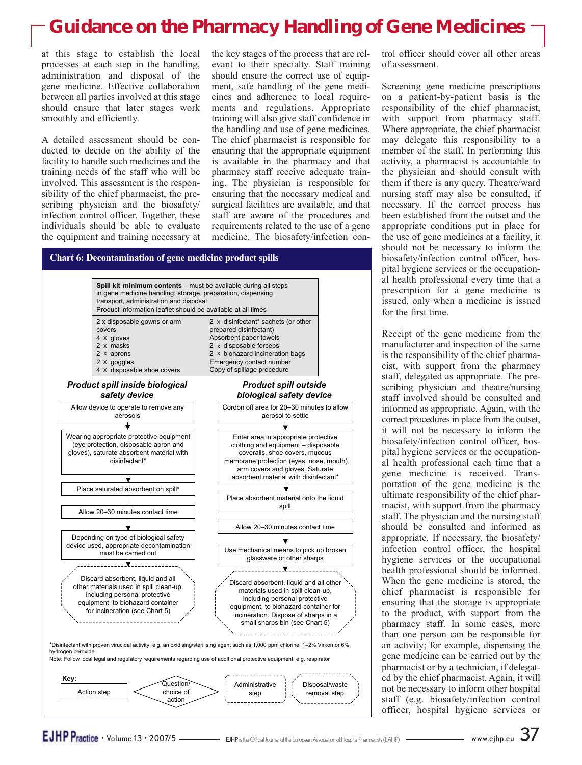at this stage to establish the local processes at each step in the handling, administration and disposal of the gene medicine. Effective collaboration between all parties involved at this stage should ensure that later stages work smoothly and efficiently.

A detailed assessment should be conducted to decide on the ability of the facility to handle such medicines and the training needs of the staff who will be involved. This assessment is the responsibility of the chief pharmacist, the prescribing physician and the biosafety/ infection control officer. Together, these individuals should be able to evaluate the equipment and training necessary at the key stages of the process that are relevant to their specialty. Staff training should ensure the correct use of equipment, safe handling of the gene medicines and adherence to local requirements and regulations. Appropriate training will also give staff confidence in the handling and use of gene medicines. The chief pharmacist is responsible for ensuring that the appropriate equipment is available in the pharmacy and that pharmacy staff receive adequate training. The physician is responsible for ensuring that the necessary medical and surgical facilities are available, and that staff are aware of the procedures and requirements related to the use of a gene medicine. The biosafety/infection control officer should cover all other areas of assessment.

**Chart 6: Decontamination of gene medicine product spills**

**Spill kit minimum contents** – must be available during all steps in gene medicine handling: storage, preparation, dispensing, transport, administration and disposal
Product information leaflet should be available at all times

| | |
|---|---|
| 2 x disposable gowns or arm covers | 2 x disinfectant* sachets (or other prepared disinfectant) |
| 4 x gloves | Absorbent paper towels |
| 2 x masks | 2 x disposable forceps |
| 2 x aprons | 2 x biohazard incineration bags |
| 2 x goggles | Emergency contact number |
| 4 x disposable shoe covers | Copy of spillage procedure |

***Product spill inside biological safety device***

1. Allow device to operate to remove any aerosols
2. Wearing appropriate protective equipment (eye protection, disposable apron and gloves), saturate absorbent material with disinfectant*
3. Place saturated absorbent on spill*
4. Allow 20–30 minutes contact time
5. Depending on type of biological safety device used, appropriate decontamination must be carried out
6. Discard absorbent, liquid and all other materials used in spill clean-up, including personal protective equipment, to biohazard container for incineration (see Chart 5)

***Product spill outside biological safety device***

1. Cordon off area for 20–30 minutes to allow aerosol to settle
2. Enter area in appropriate protective clothing and equipment – disposable coveralls, shoe covers, mucous membrane protection (eyes, nose, mouth), arm covers and gloves. Saturate absorbent material with disinfectant*
3. Place absorbent material onto the liquid spill
4. Allow 20–30 minutes contact time
5. Use mechanical means to pick up broken glassware or other sharps
6. Discard absorbent, liquid and all other materials used in spill clean-up, including personal protective equipment, to biohazard container for incineration. Dispose of sharps in a small sharps bin (see Chart 5)

*Disinfectant with proven virucidal activity, e.g. an oxidising/sterilising agent such as 1,000 ppm chlorine, 1–2% Virkon or 6% hydrogen peroxide
Note: Follow local legal and regulatory requirements regarding use of additional protective equipment, e.g. respirator

Key: Action step | Question/choice of action | Administrative step | Disposal/waste removal step

Screening gene medicine prescriptions on a patient-by-patient basis is the responsibility of the chief pharmacist, with support from pharmacy staff. Where appropriate, the chief pharmacist may delegate this responsibility to a member of the staff. In performing this activity, a pharmacist is accountable to the physician and should consult with them if there is any query. Theatre/ward nursing staff may also be consulted, if necessary. If the correct process has been established from the outset and the appropriate conditions put in place for the use of gene medicines at a facility, it should not be necessary to inform the biosafety/infection control officer, hospital hygiene services or the occupational health professional every time that a prescription for a gene medicine is issued, only when a medicine is issued for the first time.

Receipt of the gene medicine from the manufacturer and inspection of the same is the responsibility of the chief pharmacist, with support from the pharmacy staff, delegated as appropriate. The prescribing physician and theatre/nursing staff involved should be consulted and informed as appropriate. Again, with the correct procedures in place from the outset, it will not be necessary to inform the biosafety/infection control officer, hospital hygiene services or the occupational health professional each time that a gene medicine is received. Transportation of the gene medicine is the ultimate responsibility of the chief pharmacist, with support from the pharmacy staff. The physician and the nursing staff should be consulted and informed as appropriate. If necessary, the biosafety/ infection control officer, the hospital hygiene services or the occupational health professional should be informed. When the gene medicine is stored, the chief pharmacist is responsible for ensuring that the storage is appropriate to the product, with support from the pharmacy staff. In some cases, more than one person can be responsible for an activity; for example, dispensing the gene medicine can be carried out by the pharmacist or by a technician, if delegated by the chief pharmacist. Again, it will not be necessary to inform other hospital staff (e.g. biosafety/infection control officer, hospital hygiene services or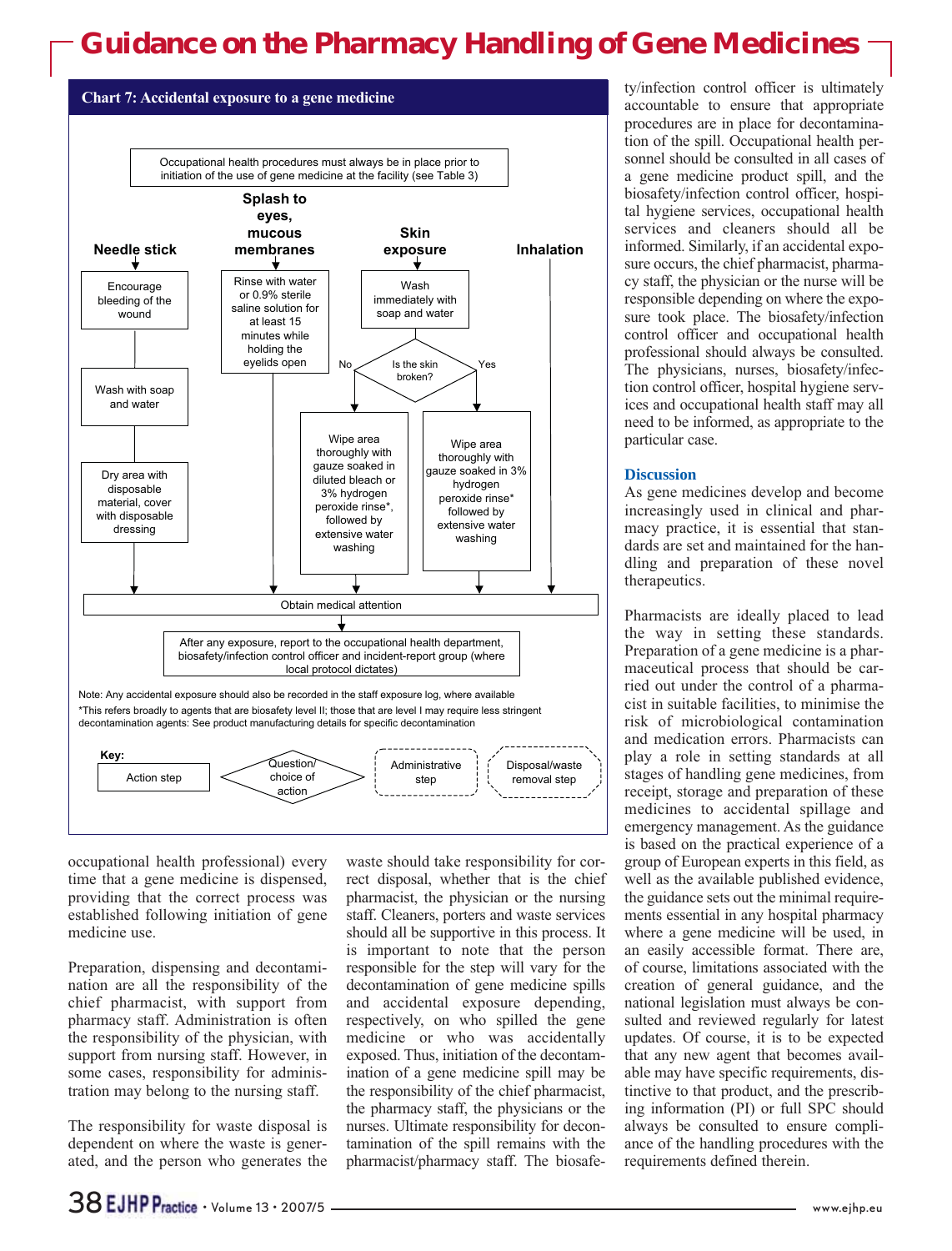**Chart 7: Accidental exposure to a gene medicine**

Occupational health procedures must always be in place prior to initiation of the use of gene medicine at the facility (see Table 3)

**Needle stick**
- Encourage bleeding of the wound
- Wash with soap and water
- Dry area with disposable material, cover with disposable dressing
- → Obtain medical attention

**Splash to eyes, mucous membranes**
- Rinse with water or 0.9% sterile saline solution for at least 15 minutes while holding the eyelids open
- → Obtain medical attention

**Skin exposure**
- Wash immediately with soap and water
- Is the skin broken?
  - No: Wipe area thoroughly with gauze soaked in diluted bleach or 3% hydrogen peroxide rinse*, followed by extensive water washing
  - Yes: Wipe area thoroughly with gauze soaked in 3% hydrogen peroxide rinse* followed by extensive water washing
- → Obtain medical attention

**Inhalation**
- → Obtain medical attention

After any exposure, report to the occupational health department, biosafety/infection control officer and incident-report group (where local protocol dictates)

Note: Any accidental exposure should also be recorded in the staff exposure log, where available

*This refers broadly to agents that are biosafety level II; those that are level I may require less stringent decontamination agents: See product manufacturing details for specific decontamination

Key: Action step; Question/choice of action; Administrative step; Disposal/waste removal step

occupational health professional) every time that a gene medicine is dispensed, providing that the correct process was established following initiation of gene medicine use.

Preparation, dispensing and decontamination are all the responsibility of the chief pharmacist, with support from pharmacy staff. Administration is often the responsibility of the physician, with support from nursing staff. However, in some cases, responsibility for administration may belong to the nursing staff.

The responsibility for waste disposal is dependent on where the waste is generated, and the person who generates the waste should take responsibility for correct disposal, whether that is the chief pharmacist, the physician or the nursing staff. Cleaners, porters and waste services should all be supportive in this process. It is important to note that the person responsible for the step will vary for the decontamination of gene medicine spills and accidental exposure depending, respectively, on who spilled the gene medicine or who was accidentally exposed. Thus, initiation of the decontamination of a gene medicine spill may be the responsibility of the chief pharmacist, the pharmacy staff, the physicians or the nurses. Ultimate responsibility for decontamination of the spill remains with the pharmacist/pharmacy staff. The biosafety/infection control officer is ultimately accountable to ensure that appropriate procedures are in place for decontamination of the spill. Occupational health personnel should be consulted in all cases of a gene medicine product spill, and the biosafety/infection control officer, hospital hygiene services, occupational health services and cleaners should all be informed. Similarly, if an accidental exposure occurs, the chief pharmacist, pharmacy staff, the physician or the nurse will be responsible depending on where the exposure took place. The biosafety/infection control officer and occupational health professional should always be consulted. The physicians, nurses, biosafety/infection control officer, hospital hygiene services and occupational health staff may all need to be informed, as appropriate to the particular case.

## Discussion

As gene medicines develop and become increasingly used in clinical and pharmacy practice, it is essential that standards are set and maintained for the handling and preparation of these novel therapeutics.

Pharmacists are ideally placed to lead the way in setting these standards. Preparation of a gene medicine is a pharmaceutical process that should be carried out under the control of a pharmacist in suitable facilities, to minimise the risk of microbiological contamination and medication errors. Pharmacists can play a role in setting standards at all stages of handling gene medicines, from receipt, storage and preparation of these medicines to accidental spillage and emergency management. As the guidance is based on the practical experience of a group of European experts in this field, as well as the available published evidence, the guidance sets out the minimal requirements essential in any hospital pharmacy where a gene medicine will be used, in an easily accessible format. There are, of course, limitations associated with the creation of general guidance, and the national legislation must always be consulted and reviewed regularly for latest updates. Of course, it is to be expected that any new agent that becomes available may have specific requirements, distinctive to that product, and the prescribing information (PI) or full SPC should always be consulted to ensure compliance of the handling procedures with the requirements defined therein.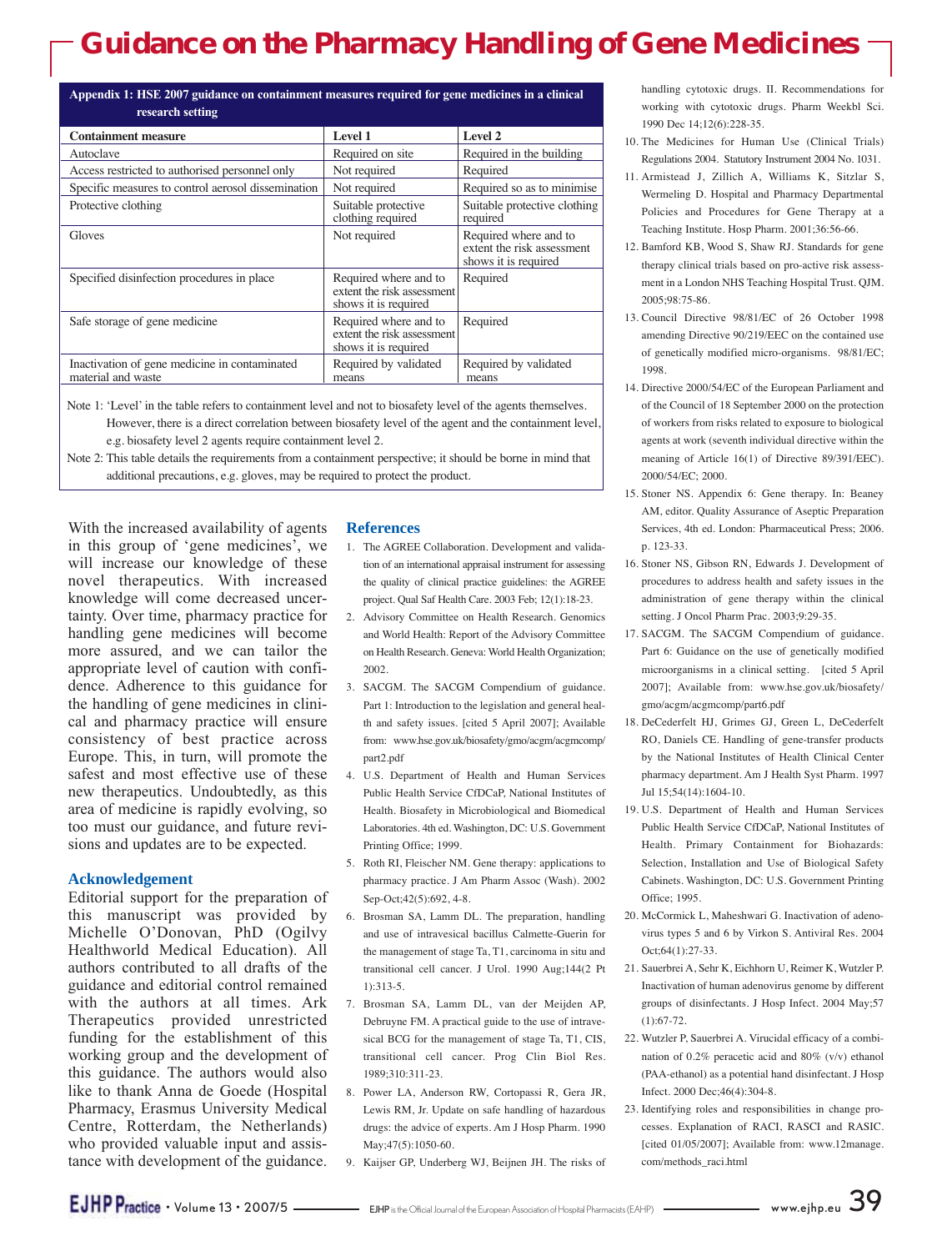**Appendix 1: HSE 2007 guidance on containment measures required for gene medicines in a clinical research setting**

| Containment measure | Level 1 | Level 2 |
|---|---|---|
| Autoclave | Required on site | Required in the building |
| Access restricted to authorised personnel only | Not required | Required |
| Specific measures to control aerosol dissemination | Not required | Required so as to minimise |
| Protective clothing | Suitable protective clothing required | Suitable protective clothing required |
| Gloves | Not required | Required where and to extent the risk assessment shows it is required |
| Specified disinfection procedures in place | Required where and to extent the risk assessment shows it is required | Required |
| Safe storage of gene medicine | Required where and to extent the risk assessment shows it is required | Required |
| Inactivation of gene medicine in contaminated material and waste | Required by validated means | Required by validated means |

Note 1: 'Level' in the table refers to containment level and not to biosafety level of the agents themselves. However, there is a direct correlation between biosafety level of the agent and the containment level, e.g. biosafety level 2 agents require containment level 2.

Note 2: This table details the requirements from a containment perspective; it should be borne in mind that additional precautions, e.g. gloves, may be required to protect the product.

With the increased availability of agents in this group of 'gene medicines', we will increase our knowledge of these novel therapeutics. With increased knowledge will come decreased uncertainty. Over time, pharmacy practice for handling gene medicines will become more assured, and we can tailor the appropriate level of caution with confidence. Adherence to this guidance for the handling of gene medicines in clinical and pharmacy practice will ensure consistency of best practice across Europe. This, in turn, will promote the safest and most effective use of these new therapeutics. Undoubtedly, as this area of medicine is rapidly evolving, so too must our guidance, and future revisions and updates are to be expected.

## Acknowledgement

Editorial support for the preparation of this manuscript was provided by Michelle O'Donovan, PhD (Ogilvy Healthworld Medical Education). All authors contributed to all drafts of the guidance and editorial control remained with the authors at all times. Ark Therapeutics provided unrestricted funding for the establishment of this working group and the development of this guidance. The authors would also like to thank Anna de Goede (Hospital Pharmacy, Erasmus University Medical Centre, Rotterdam, the Netherlands) who provided valuable input and assistance with development of the guidance.

## References

1. The AGREE Collaboration. Development and validation of an international appraisal instrument for assessing the quality of clinical practice guidelines: the AGREE project. Qual Saf Health Care. 2003 Feb; 12(1):18-23.
2. Advisory Committee on Health Research. Genomics and World Health: Report of the Advisory Committee on Health Research. Geneva: World Health Organization; 2002.
3. SACGM. The SACGM Compendium of guidance. Part 1: Introduction to the legislation and general health and safety issues. [cited 5 April 2007]; Available from: www.hse.gov.uk/biosafety/gmo/acgm/acgmcomp/part2.pdf
4. U.S. Department of Health and Human Services Public Health Service CfDCaP, National Institutes of Health. Biosafety in Microbiological and Biomedical Laboratories. 4th ed. Washington, DC: U.S. Government Printing Office; 1999.
5. Roth RI, Fleischer NM. Gene therapy: applications to pharmacy practice. J Am Pharm Assoc (Wash). 2002 Sep-Oct;42(5):692, 4-8.
6. Brosman SA, Lamm DL. The preparation, handling and use of intravesical bacillus Calmette-Guerin for the management of stage Ta, T1, carcinoma in situ and transitional cell cancer. J Urol. 1990 Aug;144(2 Pt 1):313-5.
7. Brosman SA, Lamm DL, van der Meijden AP, Debruyne FM. A practical guide to the use of intravesical BCG for the management of stage Ta, T1, CIS, transitional cell cancer. Prog Clin Biol Res. 1989;310:311-23.
8. Power LA, Anderson RW, Cortopassi R, Gera JR, Lewis RM, Jr. Update on safe handling of hazardous drugs: the advice of experts. Am J Hosp Pharm. 1990 May;47(5):1050-60.
9. Kaijser GP, Underberg WJ, Beijnen JH. The risks of handling cytotoxic drugs. II. Recommendations for working with cytotoxic drugs. Pharm Weekbl Sci. 1990 Dec 14;12(6):228-35.
10. The Medicines for Human Use (Clinical Trials) Regulations 2004. Statutory Instrument 2004 No. 1031.
11. Armistead J, Zillich A, Williams K, Sitzlar S, Wermeling D. Hospital and Pharmacy Departmental Policies and Procedures for Gene Therapy at a Teaching Institute. Hosp Pharm. 2001;36:56-66.
12. Bamford KB, Wood S, Shaw RJ. Standards for gene therapy clinical trials based on pro-active risk assessment in a London NHS Teaching Hospital Trust. QJM. 2005;98:75-86.
13. Council Directive 98/81/EC of 26 October 1998 amending Directive 90/219/EEC on the contained use of genetically modified micro-organisms. 98/81/EC; 1998.
14. Directive 2000/54/EC of the European Parliament and of the Council of 18 September 2000 on the protection of workers from risks related to exposure to biological agents at work (seventh individual directive within the meaning of Article 16(1) of Directive 89/391/EEC). 2000/54/EC; 2000.
15. Stoner NS. Appendix 6: Gene therapy. In: Beaney AM, editor. Quality Assurance of Aseptic Preparation Services, 4th ed. London: Pharmaceutical Press; 2006. p. 123-33.
16. Stoner NS, Gibson RN, Edwards J. Development of procedures to address health and safety issues in the administration of gene therapy within the clinical setting. J Oncol Pharm Prac. 2003;9:29-35.
17. SACGM. The SACGM Compendium of guidance. Part 6: Guidance on the use of genetically modified microorganisms in a clinical setting. [cited 5 April 2007]; Available from: www.hse.gov.uk/biosafety/gmo/acgm/acgmcomp/part6.pdf
18. DeCederfelt HJ, Grimes GJ, Green L, DeCederfelt RO, Daniels CE. Handling of gene-transfer products by the National Institutes of Health Clinical Center pharmacy department. Am J Health Syst Pharm. 1997 Jul 15;54(14):1604-10.
19. U.S. Department of Health and Human Services Public Health Service CfDCaP, National Institutes of Health. Primary Containment for Biohazards: Selection, Installation and Use of Biological Safety Cabinets. Washington, DC: U.S. Government Printing Office; 1995.
20. McCormick L, Maheshwari G. Inactivation of adenovirus types 5 and 6 by Virkon S. Antiviral Res. 2004 Oct;64(1):27-33.
21. Sauerbrei A, Sehr K, Eichhorn U, Reimer K, Wutzler P. Inactivation of human adenovirus genome by different groups of disinfectants. J Hosp Infect. 2004 May;57 (1):67-72.
22. Wutzler P, Sauerbrei A. Virucidal efficacy of a combination of 0.2% peracetic acid and 80% (v/v) ethanol (PAA-ethanol) as a potential hand disinfectant. J Hosp Infect. 2000 Dec;46(4):304-8.
23. Identifying roles and responsibilities in change processes. Explanation of RACI, RASCI and RASIC. [cited 01/05/2007]; Available from: www.12manage.com/methods_raci.html